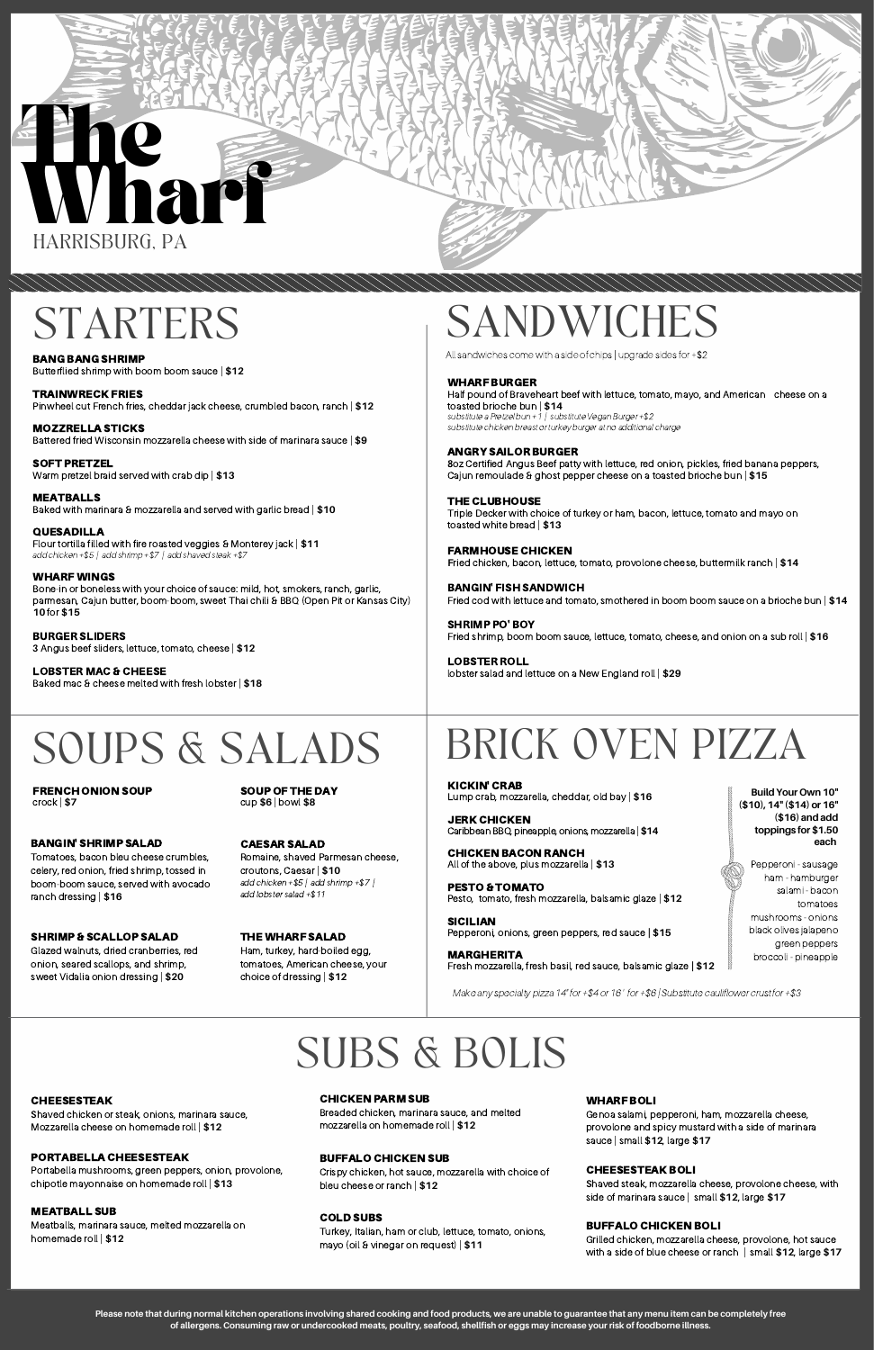# The Wharf

HARRISBURG, PA

## STARTERS

**BANG BANG SHRIMP**
Butterflied shrimp with boom boom sauce | $12

**TRAINWRECK FRIES**
Pinwheel cut French fries, cheddar jack cheese, crumbled bacon, ranch | $12

**MOZZRELLA STICKS**
Battered fried Wisconsin mozzarella cheese with side of marinara sauce | $9

**SOFT PRETZEL**
Warm pretzel braid served with crab dip | $13

**MEATBALLS**
Baked with marinara & mozzarella and served with garlic bread | $10

**QUESADILLA**
Flour tortilla filled with fire roasted veggies & Monterey jack | $11
*add chicken +$5 | add shrimp +$7 | add shaved steak +$7*

**WHARF WINGS**
Bone-in or boneless with your choice of sauce: mild, hot, smokers, ranch, garlic, parmesan, Cajun butter, boom-boom, sweet Thai chili & BBQ (Open Pit or Kansas City)
10 for $15

**BURGER SLIDERS**
3 Angus beef sliders, lettuce, tomato, cheese | $12

**LOBSTER MAC & CHEESE**
Baked mac & cheese melted with fresh lobster | $18

## SANDWICHES

All sandwiches come with a side of chips | upgrade sides for +$2

**WHARF BURGER**
Half pound of Braveheart beef with lettuce, tomato, mayo, and American cheese on a toasted brioche bun | $14
*substitute a Pretzel bun +1 | substitute Vegan Burger +$2*
*substitute chicken breast or turkey burger at no additional charge*

**ANGRY SAILOR BURGER**
8oz Certified Angus Beef patty with lettuce, red onion, pickles, fried banana peppers, Cajun remoulade & ghost pepper cheese on a toasted brioche bun | $15

**THE CLUBHOUSE**
Triple Decker with choice of turkey or ham, bacon, lettuce, tomato and mayo on toasted white bread | $13

**FARMHOUSE CHICKEN**
Fried chicken, bacon, lettuce, tomato, provolone cheese, buttermilk ranch | $14

**BANGIN' FISH SANDWICH**
Fried cod with lettuce and tomato, smothered in boom boom sauce on a brioche bun | $14

**SHRIMP PO' BOY**
Fried shrimp, boom boom sauce, lettuce, tomato, cheese, and onion on a sub roll | $16

**LOBSTER ROLL**
lobster salad and lettuce on a New England roll | $29

## SOUPS & SALADS

**FRENCH ONION SOUP**
crock | $7

**SOUP OF THE DAY**
cup $6 | bowl $8

**BANGIN' SHRIMP SALAD**
Tomatoes, bacon bleu cheese crumbles, celery, red onion, fried shrimp, tossed in boom-boom sauce, served with avocado ranch dressing | $16

**CAESAR SALAD**
Romaine, shaved Parmesan cheese, croutons, Caesar | $10
*add chicken +$5 | add shrimp +$7 | add lobster salad +$11*

**SHRIMP & SCALLOP SALAD**
Glazed walnuts, dried cranberries, red onion, seared scallops, and shrimp, sweet Vidalia onion dressing | $20

**THE WHARF SALAD**
Ham, turkey, hard-boiled egg, tomatoes, American cheese, your choice of dressing | $12

## BRICK OVEN PIZZA

**KICKIN' CRAB**
Lump crab, mozzarella, cheddar, old bay | $16

**JERK CHICKEN**
Caribbean BBQ, pineapple, onions, mozzarella | $14

**CHICKEN BACON RANCH**
All of the above, plus mozzarella | $13

**PESTO & TOMATO**
Pesto, tomato, fresh mozzarella, balsamic glaze | $12

**SICILIAN**
Pepperoni, onions, green peppers, red sauce | $15

**MARGHERITA**
Fresh mozzarella, fresh basil, red sauce, balsamic glaze | $12

**Build Your Own 10" ($10), 14" ($14) or 16" ($16) and add toppings for $1.50 each**

Pepperoni - sausage
ham - hamburger
salami - bacon
tomatoes
mushrooms - onions
black olives jalapeno
green peppers
broccoli - pineapple

*Make any specialty pizza 14" for +$4 or 16" for +$8 | Substitute cauliflower crust for +$3*

## SUBS & BOLIS

**CHEESESTEAK**
Shaved chicken or steak, onions, marinara sauce, Mozzarella cheese on homemade roll | $12

**PORTABELLA CHEESESTEAK**
Portabella mushrooms, green peppers, onion, provolone, chipotle mayonnaise on homemade roll | $13

**MEATBALL SUB**
Meatballs, marinara sauce, melted mozzarella on homemade roll | $12

**CHICKEN PARM SUB**
Breaded chicken, marinara sauce, and melted mozzarella on homemade roll | $12

**BUFFALO CHICKEN SUB**
Crispy chicken, hot sauce, mozzarella with choice of bleu cheese or ranch | $12

**COLD SUBS**
Turkey, Italian, ham or club, lettuce, tomato, onions, mayo (oil & vinegar on request) | $11

**WHARF BOLI**
Genoa salami, pepperoni, ham, mozzarella cheese, provolone and spicy mustard with a side of marinara sauce | small $12, large $17

**CHEESESTEAK BOLI**
Shaved steak, mozzarella cheese, provolone cheese, with side of marinara sauce | small $12, large $17

**BUFFALO CHICKEN BOLI**
Grilled chicken, mozzarella cheese, provolone, hot sauce with a side of blue cheese or ranch | small $12, large $17

**Please note that during normal kitchen operations involving shared cooking and food products, we are unable to guarantee that any menu item can be completely free of allergens. Consuming raw or undercooked meats, poultry, seafood, shellfish or eggs may increase your risk of foodborne illness.**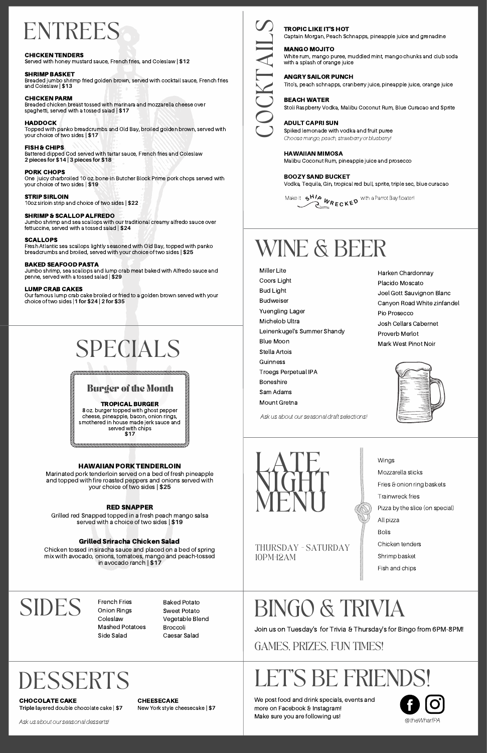# ENTREES

**CHICKEN TENDERS**
Served with honey mustard sauce, French fries, and Coleslaw | $12

**SHRIMP BASKET**
Breaded jumbo shrimp fried golden brown, served with cocktail sauce, French fries and Coleslaw | $13

**CHICKEN PARM**
Breaded chicken breast tossed with marinara and mozzarella cheese over spaghetti, served with a tossed salad | $17

**HADDOCK**
Topped with panko breadcrumbs and Old Bay, broiled golden brown, served with your choice of two sides | $17

**FISH & CHIPS**
Battered dipped Cod served with tartar sauce, French fries and Coleslaw
**2 pieces for $14 | 3 pieces for $18**

**PORK CHOPS**
One juicy charbroiled 10 oz. bone-in Butcher Block Prime pork chops served with your choice of two sides | $19

**STRIP SIRLOIN**
10oz sirloin strip and choice of two sides | $22

**SHRIMP & SCALLOP ALFREDO**
Jumbo shrimp and sea scallops with our traditional creamy alfredo sauce over fettuccine, served with a tossed salad | $24

**SCALLOPS**
Fresh Atlantic sea scallops lightly seasoned with Old Bay, topped with panko breadcrumbs and broiled, served with your choice of two sides | $25

**BAKED SEAFOOD PASTA**
Jumbo shrimp, sea scallops and lump crab meat baked with Alfredo sauce and penne, served with a tossed salad | $29

**LUMP CRAB CAKES**
Our famous lump crab cake broiled or fried to a golden brown served with your choice of two sides | 1 for $24 | 2 for $35

# SPECIALS

## Burger of the Month

**TROPICAL BURGER**
8 oz. burger topped with ghost pepper cheese, pineapple, bacon, onion rings, smothered in house made jerk sauce and served with chips
$17

**HAWAIIAN PORK TENDERLOIN**
Marinated pork tenderloin served on a bed of fresh pineapple and topped with fire roasted peppers and onions served with your choice of two sides | $25

**RED SNAPPER**
Grilled red Snapped topped in a fresh peach mango salsa served with a choice of two sides | $19

**Grilled Sriracha Chicken Salad**
Chicken tossed in siracha sauce and placed on a bed of spring mix with avocado, onions, tomatoes, mango and peach-tossed in avocado ranch | $17

# SIDES

- French Fries
- Onion Rings
- Coleslaw
- Mashed Potatoes
- Side Salad
- Baked Potato
- Sweet Potato
- Vegetable Blend
- Broccoli
- Caesar Salad

# DESSERTS

**CHOCOLATE CAKE**
Triple layered double chocolate cake | $7

**CHEESECAKE**
New York style cheesecake | $7

*Ask us about our seasonal desserts!*

# COCKTAILS

**TROPIC LIKE IT'S HOT**
Captain Morgan, Peach Schnapps, pineapple juice and grenadine

**MANGO MOJITO**
White rum, mango puree, muddled mint, mango chunks and club soda with a splash of orange juice

**ANGRY SAILOR PUNCH**
Tito's, peach schnapps, cranberry juice, pineapple juice, orange juice

**BEACH WATER**
Stoli Raspberry Vodka, Malibu Coconut Rum, Blue Curacao and Sprite

**ADULT CAPRI SUN**
Spiked lemonade with vodka and fruit puree
*Choose mango, peach, strawberry or blueberry!*

**HAWAIIAN MIMOSA**
Malibu Coconut Rum, pineapple juice and prosecco

**BOOZY SAND BUCKET**
Vodka, Tequila, Gin, tropical red bull, sprite, triple sec, blue curacao

Make it SHIP WRECKED with a Parrot Bay floater!

# WINE & BEER

- Miller Lite
- Coors Light
- Bud Light
- Budweiser
- Yuengling Lager
- Michelob Ultra
- Leinenkugel's Summer Shandy
- Blue Moon
- Stella Artois
- Guinness
- Troegs Perpetual IPA
- Boneshire
- Sam Adams
- Mount Gretna

*Ask us about our seasonal draft selections!*

- Harken Chardonnay
- Placido Moscato
- Joel Gott Sauvignon Blanc
- Canyon Road White zinfandel
- Pio Prosecco
- Josh Cellars Cabernet
- Proverb Merlot
- Mark West Pinot Noir

# LATE NIGHT MENU

THURSDAY - SATURDAY
10PM-12AM

- Wings
- Mozzarella sticks
- Fries & onion ring baskets
- Trainwreck fries
- Pizza by the slice (on special)
- All pizza
- Bolis
- Chicken tenders
- Shrimp basket
- Fish and chips

# BINGO & TRIVIA

Join us on Tuesday's for Trivia & Thursday's for Bingo from 6PM-8PM!

GAMES, PRIZES, FUN TIMES!

# LET'S BE FRIENDS!

We post food and drink specials, events and more on Facebook & Instagram!
Make sure you are following us!

@theWharfPA